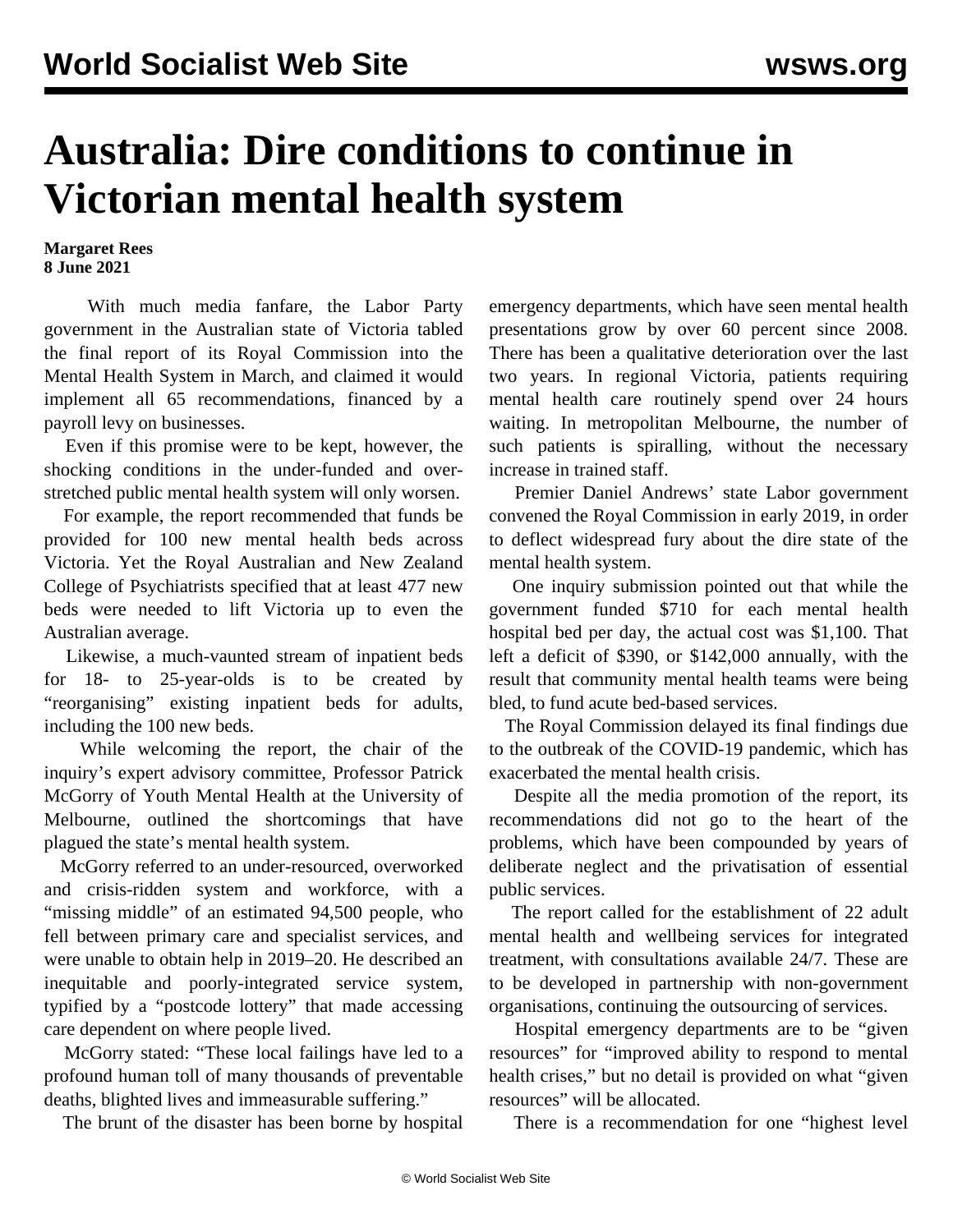# Australia: Dire conditions to continue in Victorian mental health system

**Margaret Rees**
**8 June 2021**

With much media fanfare, the Labor Party government in the Australian state of Victoria tabled the final report of its Royal Commission into the Mental Health System in March, and claimed it would implement all 65 recommendations, financed by a payroll levy on businesses.

Even if this promise were to be kept, however, the shocking conditions in the under-funded and over-stretched public mental health system will only worsen.

For example, the report recommended that funds be provided for 100 new mental health beds across Victoria. Yet the Royal Australian and New Zealand College of Psychiatrists specified that at least 477 new beds were needed to lift Victoria up to even the Australian average.

Likewise, a much-vaunted stream of inpatient beds for 18- to 25-year-olds is to be created by "reorganising" existing inpatient beds for adults, including the 100 new beds.

While welcoming the report, the chair of the inquiry's expert advisory committee, Professor Patrick McGorry of Youth Mental Health at the University of Melbourne, outlined the shortcomings that have plagued the state's mental health system.

McGorry referred to an under-resourced, overworked and crisis-ridden system and workforce, with a "missing middle" of an estimated 94,500 people, who fell between primary care and specialist services, and were unable to obtain help in 2019–20. He described an inequitable and poorly-integrated service system, typified by a "postcode lottery" that made accessing care dependent on where people lived.

McGorry stated: "These local failings have led to a profound human toll of many thousands of preventable deaths, blighted lives and immeasurable suffering."

The brunt of the disaster has been borne by hospital emergency departments, which have seen mental health presentations grow by over 60 percent since 2008. There has been a qualitative deterioration over the last two years. In regional Victoria, patients requiring mental health care routinely spend over 24 hours waiting. In metropolitan Melbourne, the number of such patients is spiralling, without the necessary increase in trained staff.

Premier Daniel Andrews' state Labor government convened the Royal Commission in early 2019, in order to deflect widespread fury about the dire state of the mental health system.

One inquiry submission pointed out that while the government funded $710 for each mental health hospital bed per day, the actual cost was $1,100. That left a deficit of $390, or $142,000 annually, with the result that community mental health teams were being bled, to fund acute bed-based services.

The Royal Commission delayed its final findings due to the outbreak of the COVID-19 pandemic, which has exacerbated the mental health crisis.

Despite all the media promotion of the report, its recommendations did not go to the heart of the problems, which have been compounded by years of deliberate neglect and the privatisation of essential public services.

The report called for the establishment of 22 adult mental health and wellbeing services for integrated treatment, with consultations available 24/7. These are to be developed in partnership with non-government organisations, continuing the outsourcing of services.

Hospital emergency departments are to be "given resources" for "improved ability to respond to mental health crises," but no detail is provided on what "given resources" will be allocated.

There is a recommendation for one "highest level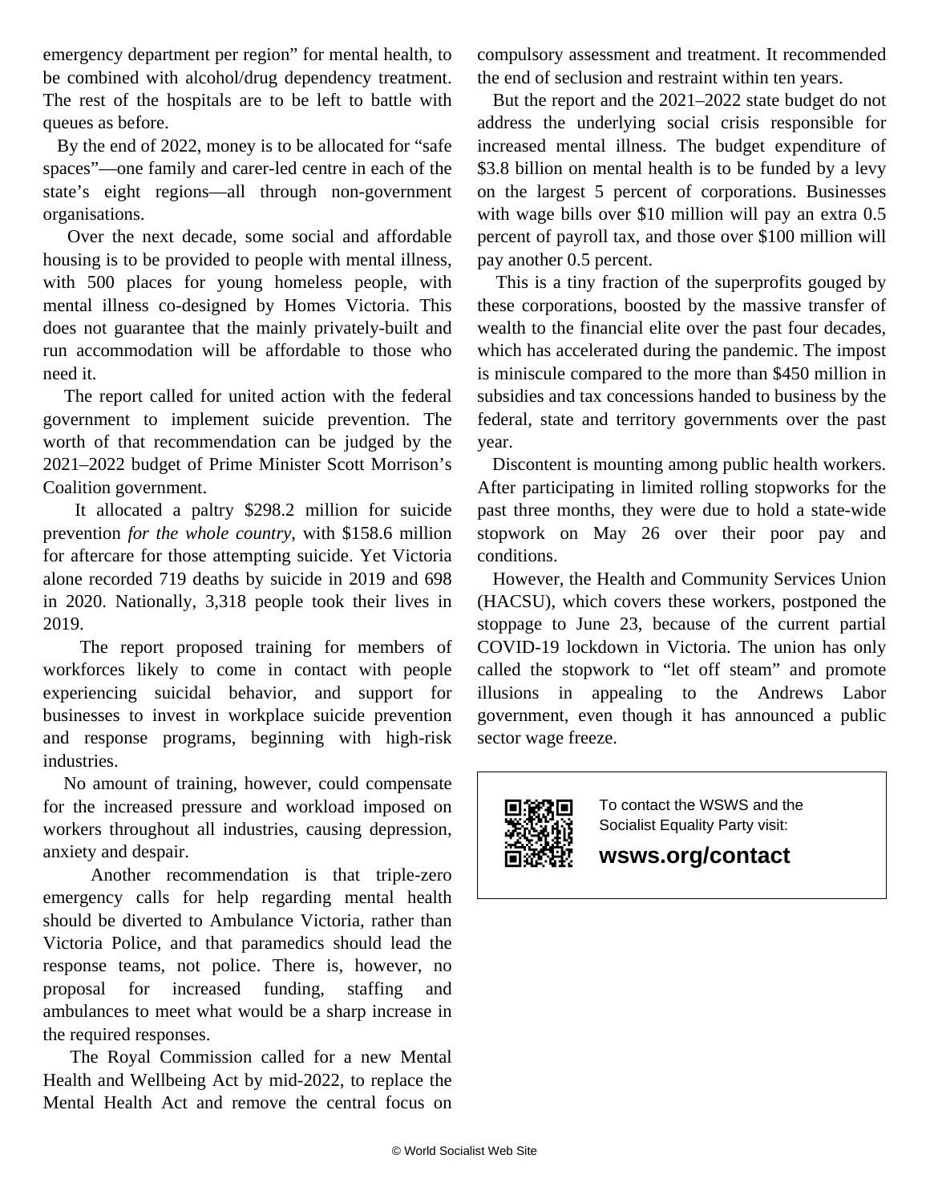emergency department per region" for mental health, to be combined with alcohol/drug dependency treatment. The rest of the hospitals are to be left to battle with queues as before.

By the end of 2022, money is to be allocated for "safe spaces"—one family and carer-led centre in each of the state's eight regions—all through non-government organisations.

Over the next decade, some social and affordable housing is to be provided to people with mental illness, with 500 places for young homeless people, with mental illness co-designed by Homes Victoria. This does not guarantee that the mainly privately-built and run accommodation will be affordable to those who need it.

The report called for united action with the federal government to implement suicide prevention. The worth of that recommendation can be judged by the 2021–2022 budget of Prime Minister Scott Morrison's Coalition government.

It allocated a paltry $298.2 million for suicide prevention *for the whole country*, with $158.6 million for aftercare for those attempting suicide. Yet Victoria alone recorded 719 deaths by suicide in 2019 and 698 in 2020. Nationally, 3,318 people took their lives in 2019.

The report proposed training for members of workforces likely to come in contact with people experiencing suicidal behavior, and support for businesses to invest in workplace suicide prevention and response programs, beginning with high-risk industries.

No amount of training, however, could compensate for the increased pressure and workload imposed on workers throughout all industries, causing depression, anxiety and despair.

Another recommendation is that triple-zero emergency calls for help regarding mental health should be diverted to Ambulance Victoria, rather than Victoria Police, and that paramedics should lead the response teams, not police. There is, however, no proposal for increased funding, staffing and ambulances to meet what would be a sharp increase in the required responses.

The Royal Commission called for a new Mental Health and Wellbeing Act by mid-2022, to replace the Mental Health Act and remove the central focus on compulsory assessment and treatment. It recommended the end of seclusion and restraint within ten years.

But the report and the 2021–2022 state budget do not address the underlying social crisis responsible for increased mental illness. The budget expenditure of $3.8 billion on mental health is to be funded by a levy on the largest 5 percent of corporations. Businesses with wage bills over $10 million will pay an extra 0.5 percent of payroll tax, and those over $100 million will pay another 0.5 percent.

This is a tiny fraction of the superprofits gouged by these corporations, boosted by the massive transfer of wealth to the financial elite over the past four decades, which has accelerated during the pandemic. The impost is miniscule compared to the more than $450 million in subsidies and tax concessions handed to business by the federal, state and territory governments over the past year.

Discontent is mounting among public health workers. After participating in limited rolling stopworks for the past three months, they were due to hold a state-wide stopwork on May 26 over their poor pay and conditions.

However, the Health and Community Services Union (HACSU), which covers these workers, postponed the stoppage to June 23, because of the current partial COVID-19 lockdown in Victoria. The union has only called the stopwork to "let off steam" and promote illusions in appealing to the Andrews Labor government, even though it has announced a public sector wage freeze.

To contact the WSWS and the Socialist Equality Party visit:

**wsws.org/contact**